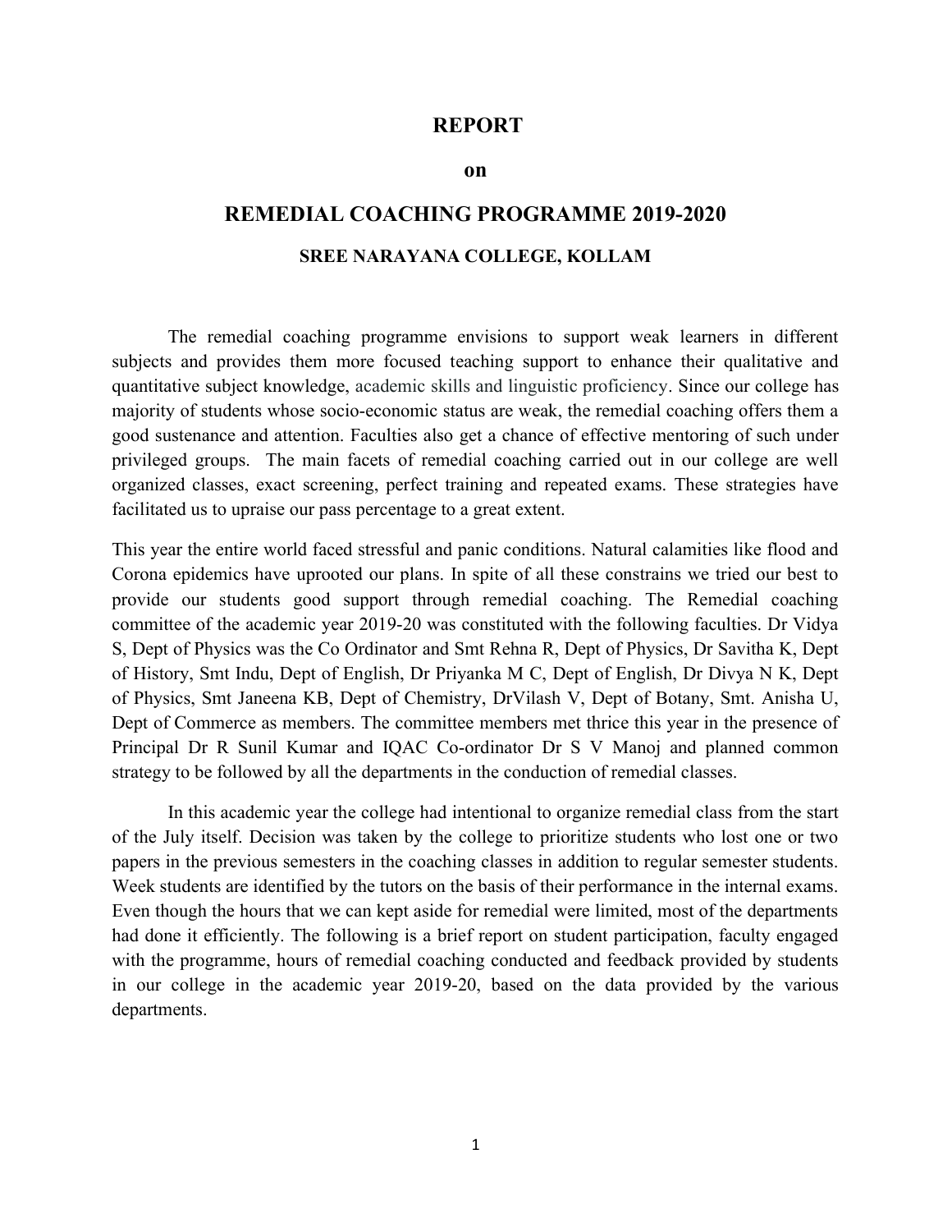# REPORT

## on

## REMEDIAL COACHING PROGRAMME 2019-2020

### SREE NARAYANA COLLEGE, KOLLAM

The remedial coaching programme envisions to support weak learners in different subjects and provides them more focused teaching support to enhance their qualitative and quantitative subject knowledge, academic skills and linguistic proficiency. Since our college has majority of students whose socio-economic status are weak, the remedial coaching offers them a good sustenance and attention. Faculties also get a chance of effective mentoring of such under privileged groups. The main facets of remedial coaching carried out in our college are well organized classes, exact screening, perfect training and repeated exams. These strategies have facilitated us to upraise our pass percentage to a great extent.

This year the entire world faced stressful and panic conditions. Natural calamities like flood and Corona epidemics have uprooted our plans. In spite of all these constrains we tried our best to provide our students good support through remedial coaching. The Remedial coaching committee of the academic year 2019-20 was constituted with the following faculties. Dr Vidya S, Dept of Physics was the Co Ordinator and Smt Rehna R, Dept of Physics, Dr Savitha K, Dept of History, Smt Indu, Dept of English, Dr Priyanka M C, Dept of English, Dr Divya N K, Dept of Physics, Smt Janeena KB, Dept of Chemistry, DrVilash V, Dept of Botany, Smt. Anisha U, Dept of Commerce as members. The committee members met thrice this year in the presence of Principal Dr R Sunil Kumar and IQAC Co-ordinator Dr S V Manoj and planned common strategy to be followed by all the departments in the conduction of remedial classes.

In this academic year the college had intentional to organize remedial class from the start of the July itself. Decision was taken by the college to prioritize students who lost one or two papers in the previous semesters in the coaching classes in addition to regular semester students. Week students are identified by the tutors on the basis of their performance in the internal exams. Even though the hours that we can kept aside for remedial were limited, most of the departments had done it efficiently. The following is a brief report on student participation, faculty engaged with the programme, hours of remedial coaching conducted and feedback provided by students in our college in the academic year 2019-20, based on the data provided by the various departments.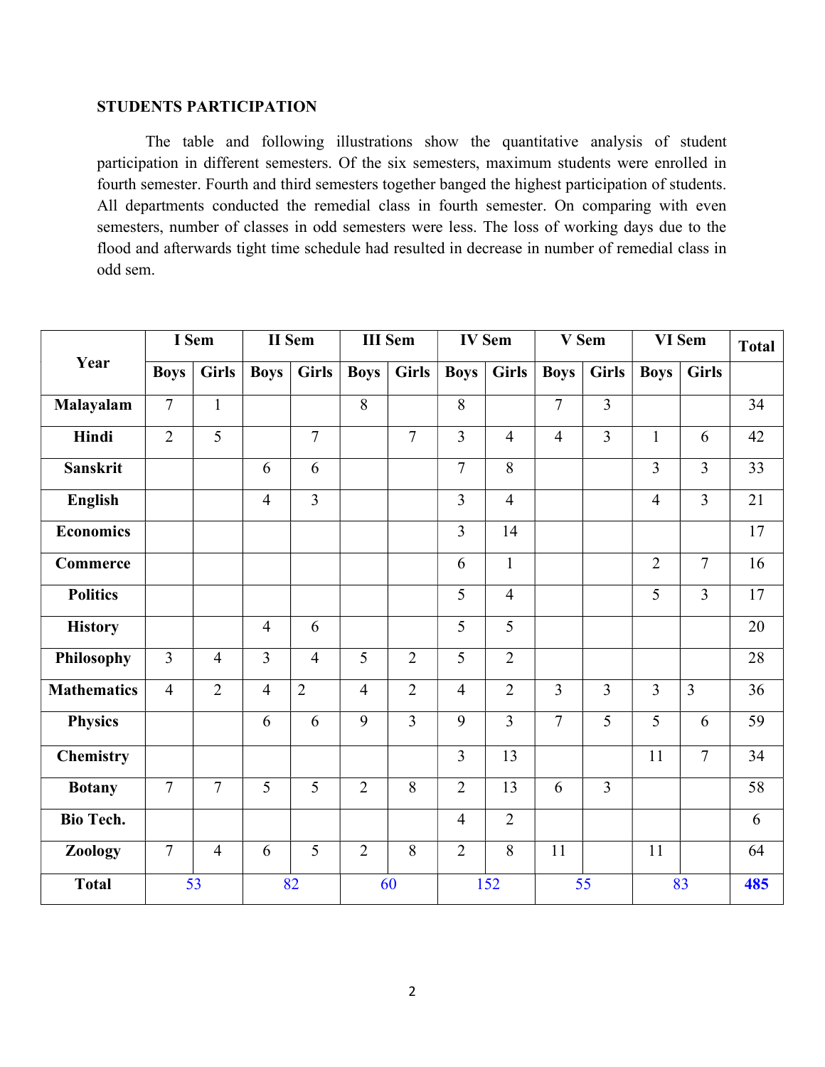### STUDENTS PARTICIPATION

The table and following illustrations show the quantitative analysis of student participation in different semesters. Of the six semesters, maximum students were enrolled in fourth semester. Fourth and third semesters together banged the highest participation of students. All departments conducted the remedial class in fourth semester. On comparing with even semesters, number of classes in odd semesters were less. The loss of working days due to the flood and afterwards tight time schedule had resulted in decrease in number of remedial class in odd sem.

| Year | I Sem | | II Sem | | III Sem | | IV Sem | | V Sem | | VI Sem | | Total |
|---|---|---|---|---|---|---|---|---|---|---|---|---|---|
| | Boys | Girls | Boys | Girls | Boys | Girls | Boys | Girls | Boys | Girls | Boys | Girls | |
| **Malayalam** | 7 | 1 | | | 8 | | 8 | | 7 | 3 | | | 34 |
| **Hindi** | 2 | 5 | | 7 | | 7 | 3 | 4 | 4 | 3 | 1 | 6 | 42 |
| **Sanskrit** | | | 6 | 6 | | | 7 | 8 | | | 3 | 3 | 33 |
| **English** | | | 4 | 3 | | | 3 | 4 | | | 4 | 3 | 21 |
| **Economics** | | | | | | | 3 | 14 | | | | | 17 |
| **Commerce** | | | | | | | 6 | 1 | | | 2 | 7 | 16 |
| **Politics** | | | | | | | 5 | 4 | | | 5 | 3 | 17 |
| **History** | | | 4 | 6 | | | 5 | 5 | | | | | 20 |
| **Philosophy** | 3 | 4 | 3 | 4 | 5 | 2 | 5 | 2 | | | | | 28 |
| **Mathematics** | 4 | 2 | 4 | 2 | 4 | 2 | 4 | 2 | 3 | 3 | 3 | 3 | 36 |
| **Physics** | | | 6 | 6 | 9 | 3 | 9 | 3 | 7 | 5 | 5 | 6 | 59 |
| **Chemistry** | | | | | | | 3 | 13 | | | 11 | 7 | 34 |
| **Botany** | 7 | 7 | 5 | 5 | 2 | 8 | 2 | 13 | 6 | 3 | | | 58 |
| **Bio Tech.** | | | | | | | 4 | 2 | | | | | 6 |
| **Zoology** | 7 | 4 | 6 | 5 | 2 | 8 | 2 | 8 | 11 | | 11 | | 64 |
| **Total** | 53 | | 82 | | 60 | | 152 | | 55 | | 83 | | **485** |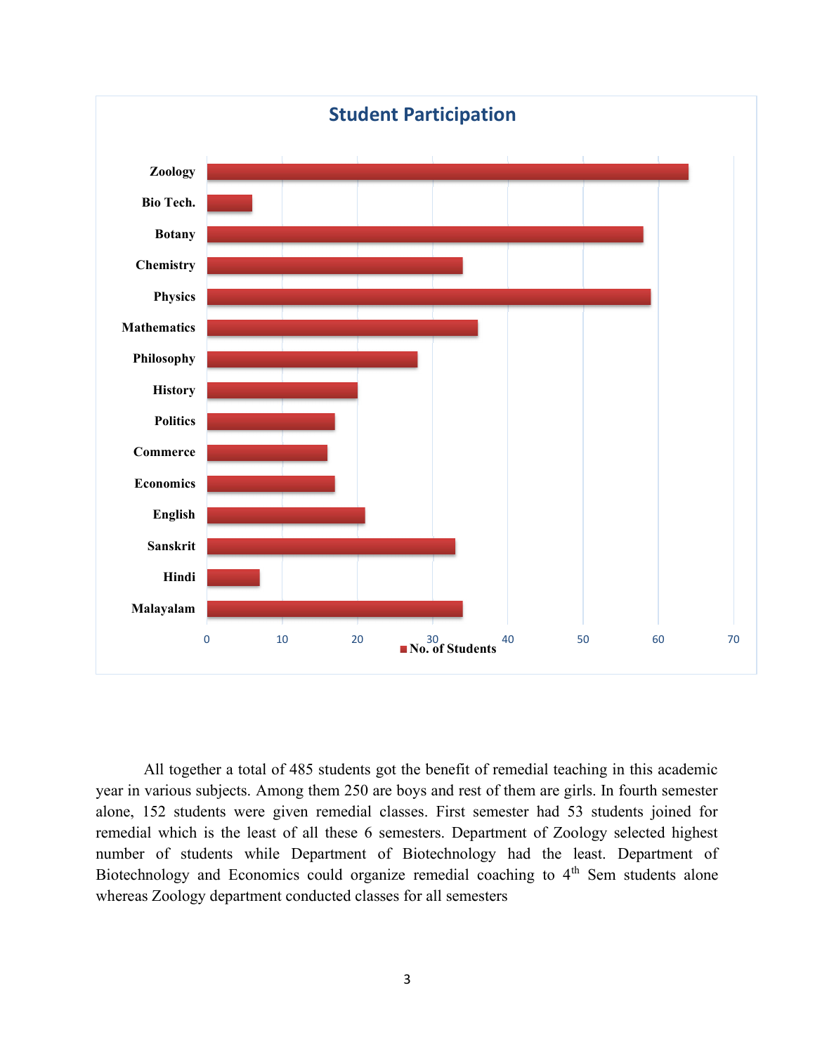## Student Participation

| Subject | No. of Students |
|---|---|
| Zoology | 64 |
| Bio Tech. | 6 |
| Botany | 58 |
| Chemistry | 34 |
| Physics | 59 |
| Mathematics | 36 |
| Philosophy | 28 |
| History | 20 |
| Politics | 17 |
| Commerce | 16 |
| Economics | 17 |
| English | 21 |
| Sanskrit | 33 |
| Hindi | 7 |
| Malayalam | 34 |

All together a total of 485 students got the benefit of remedial teaching in this academic year in various subjects. Among them 250 are boys and rest of them are girls. In fourth semester alone, 152 students were given remedial classes. First semester had 53 students joined for remedial which is the least of all these 6 semesters. Department of Zoology selected highest number of students while Department of Biotechnology had the least. Department of Biotechnology and Economics could organize remedial coaching to 4th Sem students alone whereas Zoology department conducted classes for all semesters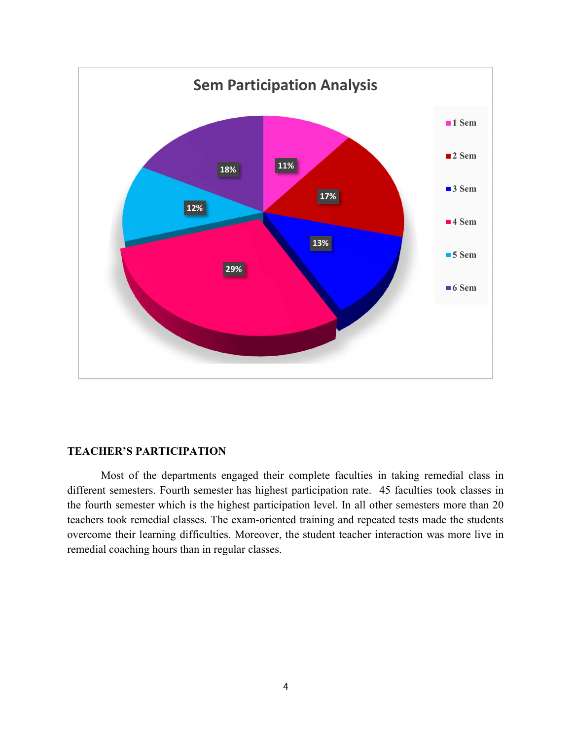**TEACHER'S PARTICIPATION**

Most of the departments engaged their complete faculties in taking remedial class in different semesters. Fourth semester has highest participation rate. 45 faculties took classes in the fourth semester which is the highest participation level. In all other semesters more than 20 teachers took remedial classes. The exam-oriented training and repeated tests made the students overcome their learning difficulties. Moreover, the student teacher interaction was more live in remedial coaching hours than in regular classes.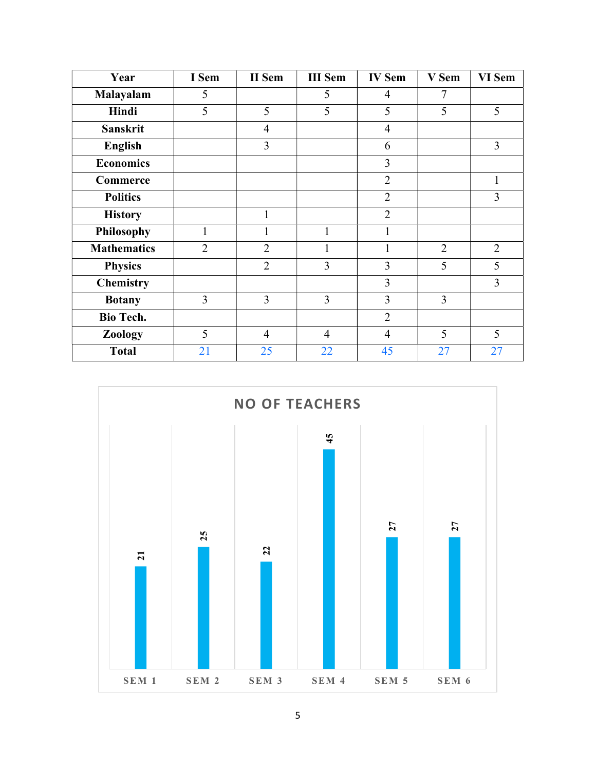| Year | I Sem | II Sem | III Sem | IV Sem | V Sem | VI Sem |
|---|---|---|---|---|---|---|
| Malayalam | 5 | | 5 | 4 | 7 | |
| Hindi | 5 | 5 | 5 | 5 | 5 | 5 |
| Sanskrit | | 4 | | 4 | | |
| English | | 3 | | 6 | | 3 |
| Economics | | | | 3 | | |
| Commerce | | | | 2 | | 1 |
| Politics | | | | 2 | | 3 |
| History | | 1 | | 2 | | |
| Philosophy | 1 | 1 | 1 | 1 | | |
| Mathematics | 2 | 2 | 1 | 1 | 2 | 2 |
| Physics | | 2 | 3 | 3 | 5 | 5 |
| Chemistry | | | | 3 | | 3 |
| Botany | 3 | 3 | 3 | 3 | 3 | |
| Bio Tech. | | | | 2 | | |
| Zoology | 5 | 4 | 4 | 4 | 5 | 5 |
| Total | 21 | 25 | 22 | 45 | 27 | 27 |

**NO OF TEACHERS**

| | SEM 1 | SEM 2 | SEM 3 | SEM 4 | SEM 5 | SEM 6 |
|---|---|---|---|---|---|---|
| No of teachers | 21 | 25 | 22 | 45 | 27 | 27 |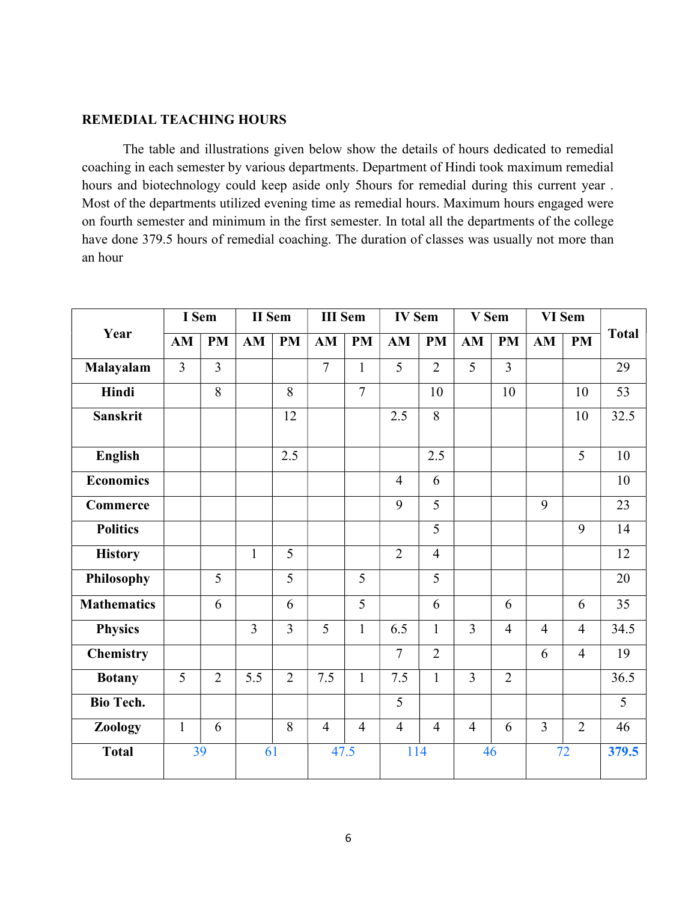**REMEDIAL TEACHING HOURS**

The table and illustrations given below show the details of hours dedicated to remedial coaching in each semester by various departments. Department of Hindi took maximum remedial hours and biotechnology could keep aside only 5hours for remedial during this current year . Most of the departments utilized evening time as remedial hours. Maximum hours engaged were on fourth semester and minimum in the first semester. In total all the departments of the college have done 379.5 hours of remedial coaching. The duration of classes was usually not more than an hour

| Year | I Sem | | II Sem | | III Sem | | IV Sem | | V Sem | | VI Sem | | Total |
|---|---|---|---|---|---|---|---|---|---|---|---|---|---|
| | AM | PM | AM | PM | AM | PM | AM | PM | AM | PM | AM | PM | |
| **Malayalam** | 3 | 3 | | | 7 | 1 | 5 | 2 | 5 | 3 | | | 29 |
| **Hindi** | | 8 | | 8 | | 7 | | 10 | | 10 | | 10 | 53 |
| **Sanskrit** | | | | 12 | | | 2.5 | 8 | | | | 10 | 32.5 |
| **English** | | | | 2.5 | | | | 2.5 | | | | 5 | 10 |
| **Economics** | | | | | | | 4 | 6 | | | | | 10 |
| **Commerce** | | | | | | | 9 | 5 | | | 9 | | 23 |
| **Politics** | | | | | | | | 5 | | | | 9 | 14 |
| **History** | | | 1 | 5 | | | 2 | 4 | | | | | 12 |
| **Philosophy** | | 5 | | 5 | | 5 | | 5 | | | | | 20 |
| **Mathematics** | | 6 | | 6 | | 5 | | 6 | | 6 | | 6 | 35 |
| **Physics** | | | 3 | 3 | 5 | 1 | 6.5 | 1 | 3 | 4 | 4 | 4 | 34.5 |
| **Chemistry** | | | | | | | 7 | 2 | | | 6 | 4 | 19 |
| **Botany** | 5 | 2 | 5.5 | 2 | 7.5 | 1 | 7.5 | 1 | 3 | 2 | | | 36.5 |
| **Bio Tech.** | | | | | | | 5 | | | | | | 5 |
| **Zoology** | 1 | 6 | | 8 | 4 | 4 | 4 | 4 | 4 | 6 | 3 | 2 | 46 |
| **Total** | 39 | | 61 | | 47.5 | | 114 | | 46 | | 72 | | **379.5** |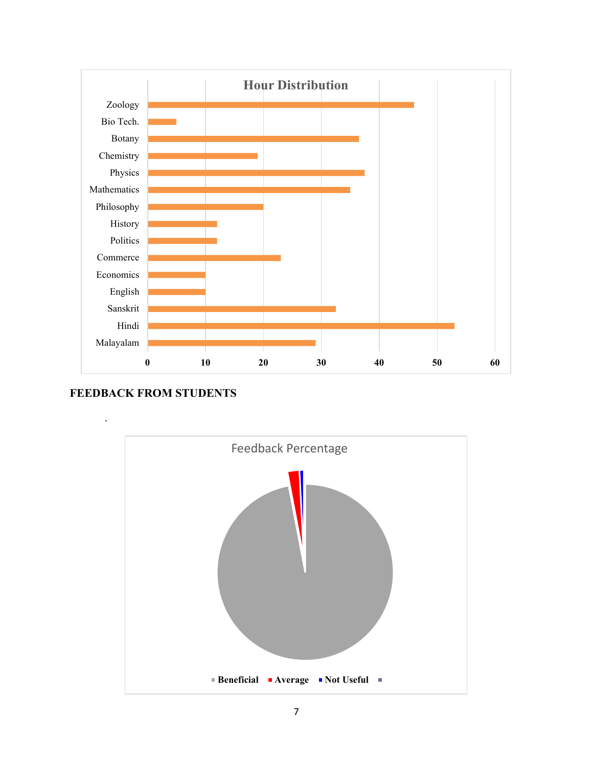**Hour Distribution**

Zoology
Bio Tech.
Botany
Chemistry
Physics
Mathematics
Philosophy
History
Politics
Commerce
Economics
English
Sanskrit
Hindi
Malayalam

0 10 20 30 40 50 60

**FEEDBACK FROM STUDENTS**

.

Feedback Percentage

■ **Beneficial** ■ **Average** ■ **Not Useful** ■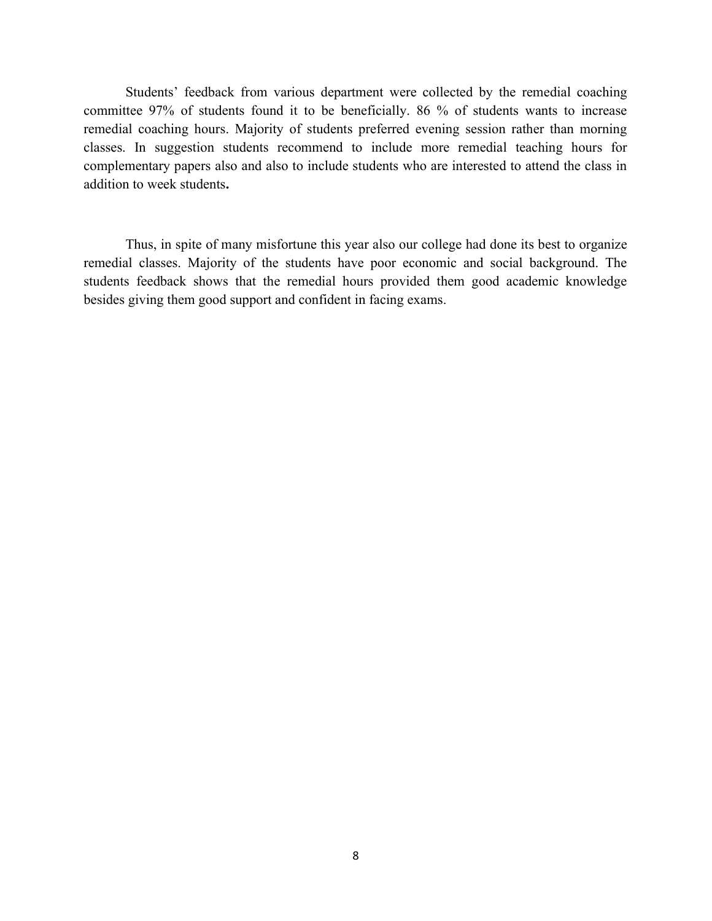Students' feedback from various department were collected by the remedial coaching committee 97% of students found it to be beneficially. 86 % of students wants to increase remedial coaching hours. Majority of students preferred evening session rather than morning classes. In suggestion students recommend to include more remedial teaching hours for complementary papers also and also to include students who are interested to attend the class in addition to week students**.**

Thus, in spite of many misfortune this year also our college had done its best to organize remedial classes. Majority of the students have poor economic and social background. The students feedback shows that the remedial hours provided them good academic knowledge besides giving them good support and confident in facing exams.